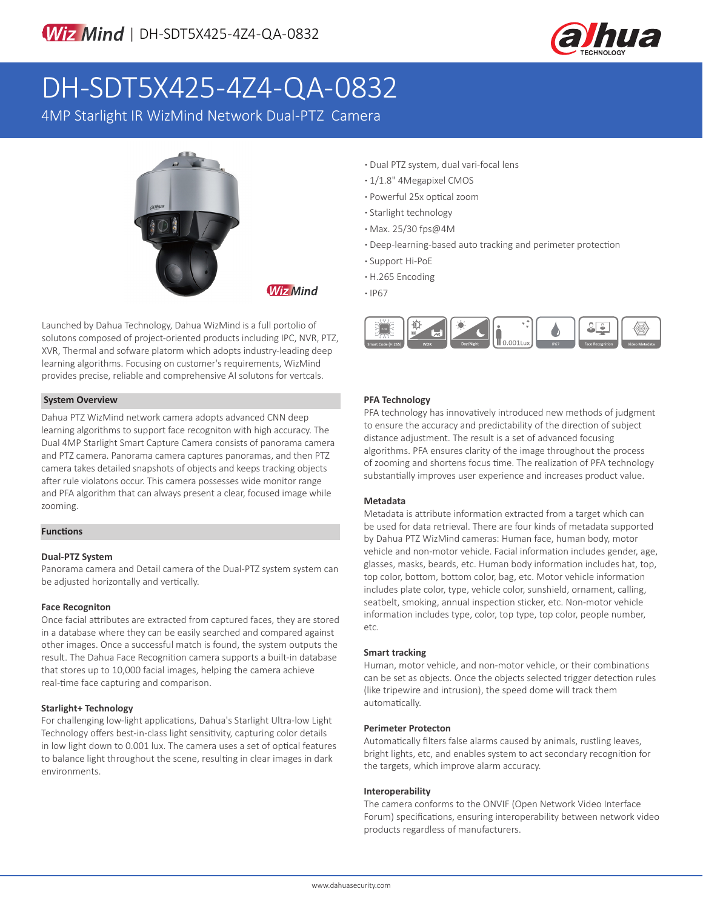WizMind | DH-SDT5X425-4Z4-QA-0832

# DH-SDT5X425-4Z4-QA-0832

4MP Starlight IR WizMind Network Dual-PTZ Camera

- Dual PTZ system, dual vari-focal lens
- 1/1.8" 4Megapixel CMOS
- Powerful 25x optical zoom
- Starlight technology
- Max. 25/30 fps@4M
- Deep-learning-based auto tracking and perimeter protection
- Support Hi-PoE
- H.265 Encoding
- IP67

Smart Code (H.265) | WDR | Day/Night | 0.001Lux | IP67 | Face Recognition | Video Metadata

Launched by Dahua Technology, Dahua WizMind is a full portolio of solutons composed of project-oriented products including IPC, NVR, PTZ, XVR, Thermal and sofware platorm which adopts industry-leading deep learning algorithms. Focusing on customer's requirements, WizMind provides precise, reliable and comprehensive AI solutons for vertcals.

## System Overview

Dahua PTZ WizMind network camera adopts advanced CNN deep learning algorithms to support face recogniton with high accuracy. The Dual 4MP Starlight Smart Capture Camera consists of panorama camera and PTZ camera. Panorama camera captures panoramas, and then PTZ camera takes detailed snapshots of objects and keeps tracking objects after rule violatons occur. This camera possesses wide monitor range and PFA algorithm that can always present a clear, focused image while zooming.

## Functions

### Dual-PTZ System

Panorama camera and Detail camera of the Dual-PTZ system system can be adjusted horizontally and vertically.

### Face Recogniton

Once facial attributes are extracted from captured faces, they are stored in a database where they can be easily searched and compared against other images. Once a successful match is found, the system outputs the result. The Dahua Face Recognition camera supports a built-in database that stores up to 10,000 facial images, helping the camera achieve real-time face capturing and comparison.

### Starlight+ Technology

For challenging low-light applications, Dahua's Starlight Ultra-low Light Technology offers best-in-class light sensitivity, capturing color details in low light down to 0.001 lux. The camera uses a set of optical features to balance light throughout the scene, resulting in clear images in dark environments.

### PFA Technology

PFA technology has innovatively introduced new methods of judgment to ensure the accuracy and predictability of the direction of subject distance adjustment. The result is a set of advanced focusing algorithms. PFA ensures clarity of the image throughout the process of zooming and shortens focus time. The realization of PFA technology substantially improves user experience and increases product value.

### Metadata

Metadata is attribute information extracted from a target which can be used for data retrieval. There are four kinds of metadata supported by Dahua PTZ WizMind cameras: Human face, human body, motor vehicle and non-motor vehicle. Facial information includes gender, age, glasses, masks, beards, etc. Human body information includes hat, top, top color, bottom, bottom color, bag, etc. Motor vehicle information includes plate color, type, vehicle color, sunshield, ornament, calling, seatbelt, smoking, annual inspection sticker, etc. Non-motor vehicle information includes type, color, top type, top color, people number, etc.

### Smart tracking

Human, motor vehicle, and non-motor vehicle, or their combinations can be set as objects. Once the objects selected trigger detection rules (like tripewire and intrusion), the speed dome will track them automatically.

### Perimeter Protecton

Automatically filters false alarms caused by animals, rustling leaves, bright lights, etc, and enables system to act secondary recognition for the targets, which improve alarm accuracy.

### Interoperability

The camera conforms to the ONVIF (Open Network Video Interface Forum) specifications, ensuring interoperability between network video products regardless of manufacturers.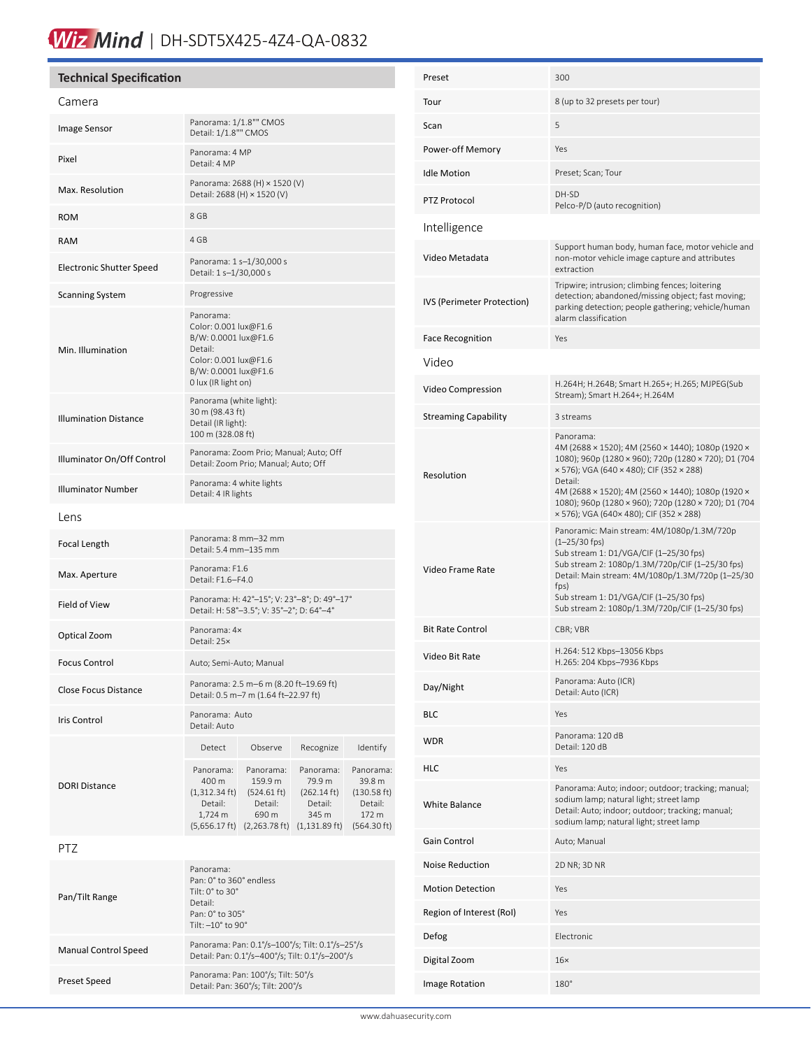# WizMind | DH-SDT5X425-4Z4-QA-0832

## Technical Specification

### Camera

| | |
|---|---|
| Image Sensor | Panorama: 1/1.8"" CMOS<br>Detail: 1/1.8"" CMOS |
| Pixel | Panorama: 4 MP<br>Detail: 4 MP |
| Max. Resolution | Panorama: 2688 (H) × 1520 (V)<br>Detail: 2688 (H) × 1520 (V) |
| ROM | 8 GB |
| RAM | 4 GB |
| Electronic Shutter Speed | Panorama: 1 s–1/30,000 s<br>Detail: 1 s–1/30,000 s |
| Scanning System | Progressive |
| Min. Illumination | Panorama:<br>Color: 0.001 lux@F1.6<br>B/W: 0.0001 lux@F1.6<br>Detail:<br>Color: 0.001 lux@F1.6<br>B/W: 0.0001 lux@F1.6<br>0 lux (IR light on) |
| Illumination Distance | Panorama (white light):<br>30 m (98.43 ft)<br>Detail (IR light):<br>100 m (328.08 ft) |
| Illuminator On/Off Control | Panorama: Zoom Prio; Manual; Auto; Off<br>Detail: Zoom Prio; Manual; Auto; Off |
| Illuminator Number | Panorama: 4 white lights<br>Detail: 4 IR lights |

### Lens

| | |
|---|---|
| Focal Length | Panorama: 8 mm–32 mm<br>Detail: 5.4 mm–135 mm |
| Max. Aperture | Panorama: F1.6<br>Detail: F1.6–F4.0 |
| Field of View | Panorama: H: 42°–15°; V: 23°–8°; D: 49°–17°<br>Detail: H: 58°–3.5°; V: 35°–2°; D: 64°–4° |
| Optical Zoom | Panorama: 4×<br>Detail: 25× |
| Focus Control | Auto; Semi-Auto; Manual |
| Close Focus Distance | Panorama: 2.5 m–6 m (8.20 ft–19.69 ft)<br>Detail: 0.5 m–7 m (1.64 ft–22.97 ft) |
| Iris Control | Panorama: Auto<br>Detail: Auto |

| DORI Distance | Detect | Observe | Recognize | Identify |
|---|---|---|---|---|
| | Panorama: 400 m (1,312.34 ft)<br>Detail: 1,724 m (5,656.17 ft) | Panorama: 159.9 m (524.61 ft)<br>Detail: 690 m (2,263.78 ft) | Panorama: 79.9 m (262.14 ft)<br>Detail: 345 m (1,131.89 ft) | Panorama: 39.8 m (130.58 ft)<br>Detail: 172 m (564.30 ft) |

### PTZ

| | |
|---|---|
| Pan/Tilt Range | Panorama:<br>Pan: 0° to 360° endless<br>Tilt: 0° to 30°<br>Detail:<br>Pan: 0° to 305°<br>Tilt: –10° to 90° |
| Manual Control Speed | Panorama: Pan: 0.1°/s–100°/s; Tilt: 0.1°/s–25°/s<br>Detail: Pan: 0.1°/s–400°/s; Tilt: 0.1°/s–200°/s |
| Preset Speed | Panorama: Pan: 100°/s; Tilt: 50°/s<br>Detail: Pan: 360°/s; Tilt: 200°/s |
| Preset | 300 |
| Tour | 8 (up to 32 presets per tour) |
| Scan | 5 |
| Power-off Memory | Yes |
| Idle Motion | Preset; Scan; Tour |
| PTZ Protocol | DH-SD<br>Pelco-P/D (auto recognition) |

### Intelligence

| | |
|---|---|
| Video Metadata | Support human body, human face, motor vehicle and non-motor vehicle image capture and attributes extraction |
| IVS (Perimeter Protection) | Tripwire; intrusion; climbing fences; loitering detection; abandoned/missing object; fast moving; parking detection; people gathering; vehicle/human alarm classification |
| Face Recognition | Yes |

### Video

| | |
|---|---|
| Video Compression | H.264H; H.264B; Smart H.265+; H.265; MJPEG(Sub Stream); Smart H.264+; H.264M |
| Streaming Capability | 3 streams |
| Resolution | Panorama:<br>4M (2688 × 1520); 4M (2560 × 1440); 1080p (1920 × 1080); 960p (1280 × 960); 720p (1280 × 720); D1 (704 × 576); VGA (640 × 480); CIF (352 × 288)<br>Detail:<br>4M (2688 × 1520); 4M (2560 × 1440); 1080p (1920 × 1080); 960p (1280 × 960); 720p (1280 × 720); D1 (704 × 576); VGA (640× 480); CIF (352 × 288) |
| Video Frame Rate | Panoramic: Main stream: 4M/1080p/1.3M/720p (1–25/30 fps)<br>Sub stream 1: D1/VGA/CIF (1–25/30 fps)<br>Sub stream 2: 1080p/1.3M/720p/CIF (1–25/30 fps)<br>Detail: Main stream: 4M/1080p/1.3M/720p (1–25/30 fps)<br>Sub stream 1: D1/VGA/CIF (1–25/30 fps)<br>Sub stream 2: 1080p/1.3M/720p/CIF (1–25/30 fps) |
| Bit Rate Control | CBR; VBR |
| Video Bit Rate | H.264: 512 Kbps–13056 Kbps<br>H.265: 204 Kbps–7936 Kbps |
| Day/Night | Panorama: Auto (ICR)<br>Detail: Auto (ICR) |
| BLC | Yes |
| WDR | Panorama: 120 dB<br>Detail: 120 dB |
| HLC | Yes |
| White Balance | Panorama: Auto; indoor; outdoor; tracking; manual; sodium lamp; natural light; street lamp<br>Detail: Auto; indoor; outdoor; tracking; manual; sodium lamp; natural light; street lamp |
| Gain Control | Auto; Manual |
| Noise Reduction | 2D NR; 3D NR |
| Motion Detection | Yes |
| Region of Interest (RoI) | Yes |
| Defog | Electronic |
| Digital Zoom | 16× |
| Image Rotation | 180° |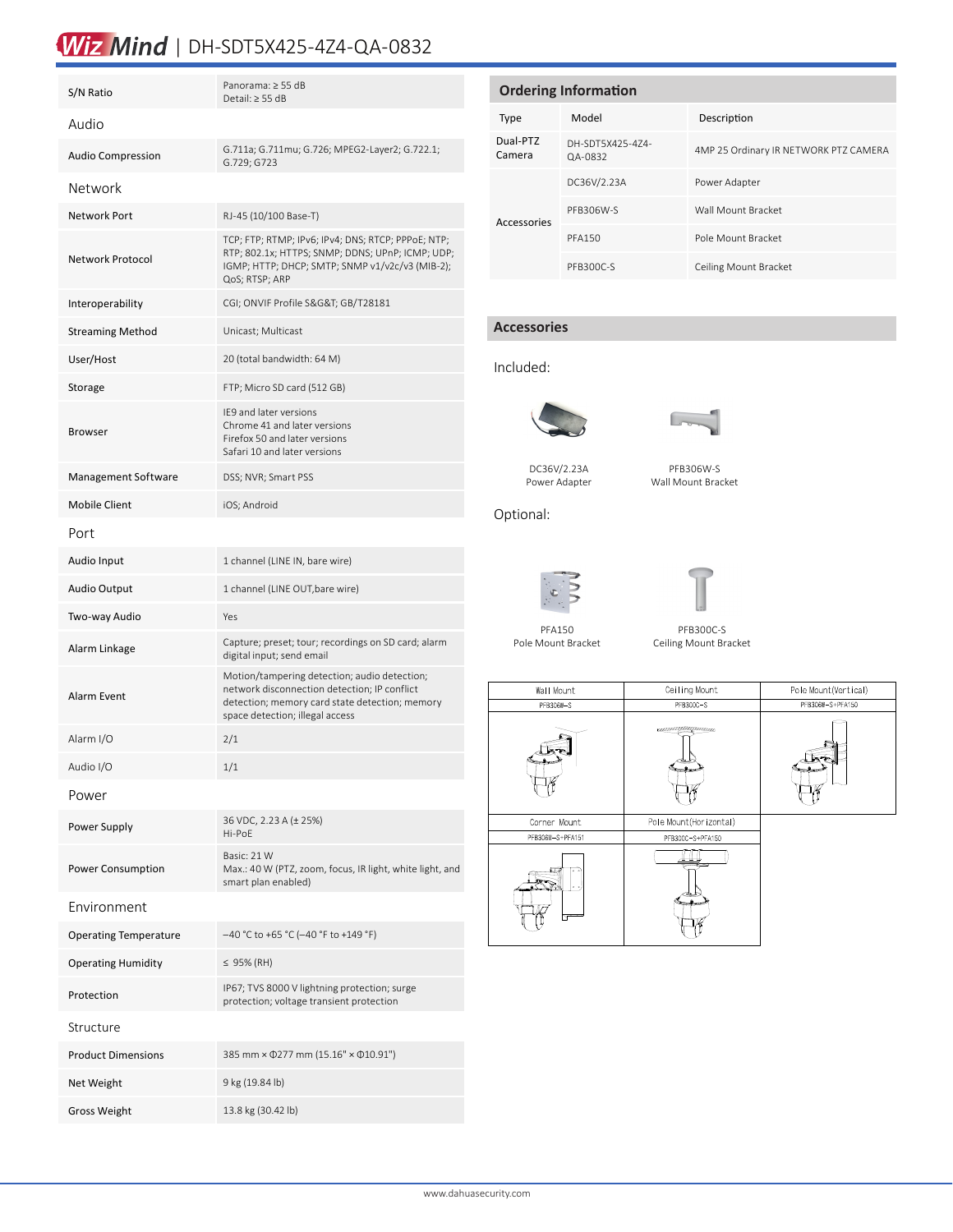| | |
|---|---|
| S/N Ratio | Panorama: ≥ 55 dB<br>Detail: ≥ 55 dB |

## Audio

| | |
|---|---|
| Audio Compression | G.711a; G.711mu; G.726; MPEG2-Layer2; G.722.1; G.729; G723 |

## Network

| | |
|---|---|
| Network Port | RJ-45 (10/100 Base-T) |
| Network Protocol | TCP; FTP; RTMP; IPv6; IPv4; DNS; RTCP; PPPoE; NTP; RTP; 802.1x; HTTPS; SNMP; DDNS; UPnP; ICMP; UDP; IGMP; HTTP; DHCP; SMTP; SNMP v1/v2c/v3 (MIB-2); QoS; RTSP; ARP |
| Interoperability | CGI; ONVIF Profile S&G&T; GB/T28181 |
| Streaming Method | Unicast; Multicast |
| User/Host | 20 (total bandwidth: 64 M) |
| Storage | FTP; Micro SD card (512 GB) |
| Browser | IE9 and later versions<br>Chrome 41 and later versions<br>Firefox 50 and later versions<br>Safari 10 and later versions |
| Management Software | DSS; NVR; Smart PSS |
| Mobile Client | iOS; Android |

## Port

| | |
|---|---|
| Audio Input | 1 channel (LINE IN, bare wire) |
| Audio Output | 1 channel (LINE OUT,bare wire) |
| Two-way Audio | Yes |
| Alarm Linkage | Capture; preset; tour; recordings on SD card; alarm digital input; send email |
| Alarm Event | Motion/tampering detection; audio detection; network disconnection detection; IP conflict detection; memory card state detection; memory space detection; illegal access |
| Alarm I/O | 2/1 |
| Audio I/O | 1/1 |

## Power

| | |
|---|---|
| Power Supply | 36 VDC, 2.23 A (± 25%)<br>Hi-PoE |
| Power Consumption | Basic: 21 W<br>Max.: 40 W (PTZ, zoom, focus, IR light, white light, and smart plan enabled) |

## Environment

| | |
|---|---|
| Operating Temperature | –40 °C to +65 °C (–40 °F to +149 °F) |
| Operating Humidity | ≤ 95% (RH) |
| Protection | IP67; TVS 8000 V lightning protection; surge protection; voltage transient protection |

## Structure

| | |
|---|---|
| Product Dimensions | 385 mm × Φ277 mm (15.16" × Φ10.91") |
| Net Weight | 9 kg (19.84 lb) |
| Gross Weight | 13.8 kg (30.42 lb) |

## Ordering Information

| Type | Model | Description |
|---|---|---|
| Dual-PTZ Camera | DH-SDT5X425-4Z4-QA-0832 | 4MP 25 Ordinary IR NETWORK PTZ CAMERA |
| Accessories | DC36V/2.23A | Power Adapter |
| | PFB306W-S | Wall Mount Bracket |
| | PFA150 | Pole Mount Bracket |
| | PFB300C-S | Ceiling Mount Bracket |

## Accessories

Included:

DC36V/2.23A
Power Adapter

PFB306W-S
Wall Mount Bracket

Optional:

PFA150
Pole Mount Bracket

PFB300C-S
Ceiling Mount Bracket

| Wall Mount | Ceiling Mount | Pole Mount(Vertical) |
|---|---|---|
| PFB306W-S | PFB300C-S | PFB306W-S+PFA150 |
| Corner Mount | Pole Mount(Horizontal) | |
| PFB306W-S+PFA151 | PFB300C-S+PFA150 | |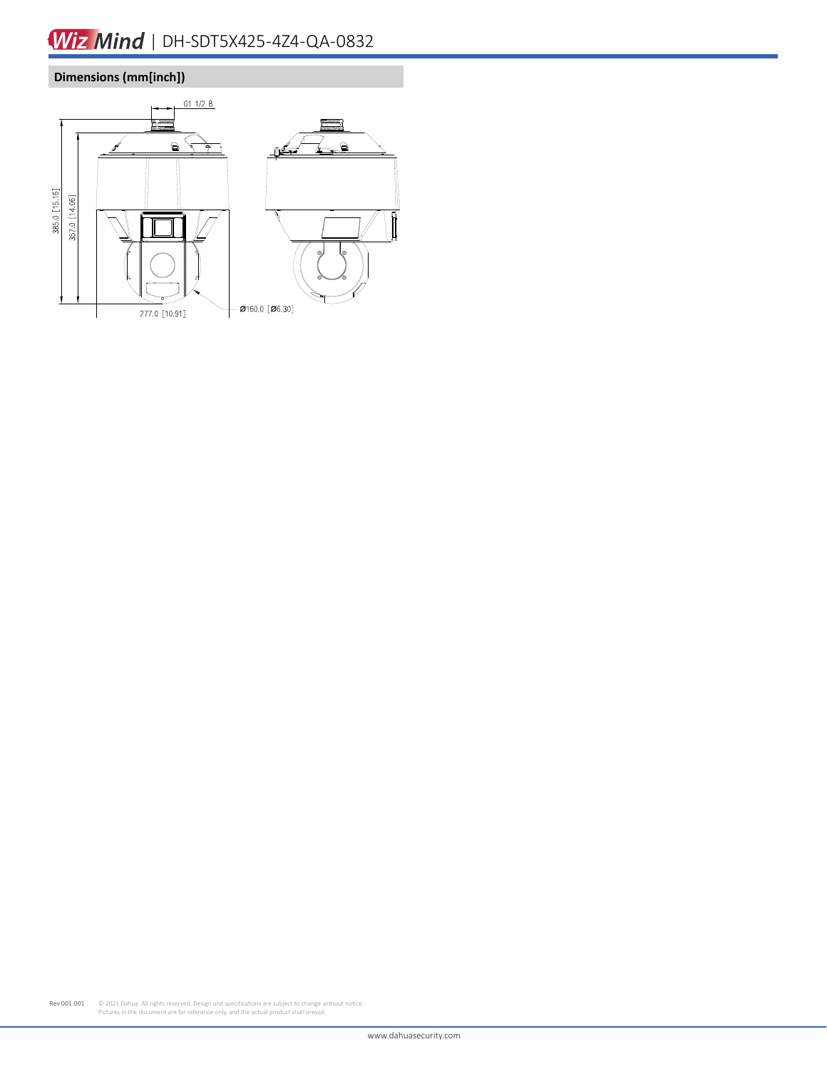## Dimensions (mm[inch])

G1 1/2 B

385.0 [15.16]

357.0 [14.06]

277.0 [10.91]

Ø160.0 [Ø6.30]

Rev 001.001 © 2021 Dahua. All rights reserved. Design and specifications are subject to change without notice.
Pictures in the document are for reference only, and the actual product shall prevail.